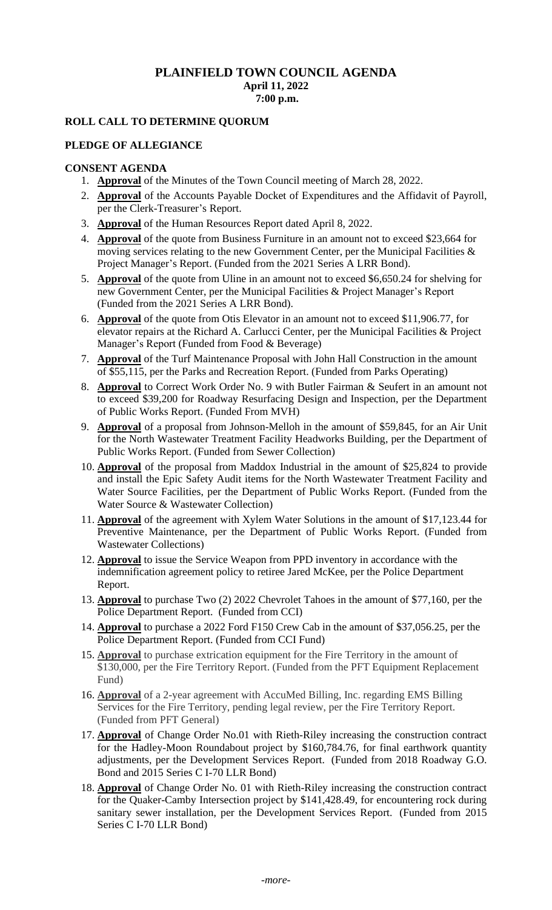# PLAINFIELD TOWN COUNCIL AGENDA

**April 11, 2022**
**7:00 p.m.**

## ROLL CALL TO DETERMINE QUORUM

## PLEDGE OF ALLEGIANCE

## CONSENT AGENDA

1. **Approval** of the Minutes of the Town Council meeting of March 28, 2022.
2. **Approval** of the Accounts Payable Docket of Expenditures and the Affidavit of Payroll, per the Clerk-Treasurer's Report.
3. **Approval** of the Human Resources Report dated April 8, 2022.
4. **Approval** of the quote from Business Furniture in an amount not to exceed $23,664 for moving services relating to the new Government Center, per the Municipal Facilities & Project Manager's Report. (Funded from the 2021 Series A LRR Bond).
5. **Approval** of the quote from Uline in an amount not to exceed $6,650.24 for shelving for new Government Center, per the Municipal Facilities & Project Manager's Report (Funded from the 2021 Series A LRR Bond).
6. **Approval** of the quote from Otis Elevator in an amount not to exceed $11,906.77, for elevator repairs at the Richard A. Carlucci Center, per the Municipal Facilities & Project Manager's Report (Funded from Food & Beverage)
7. **Approval** of the Turf Maintenance Proposal with John Hall Construction in the amount of $55,115, per the Parks and Recreation Report. (Funded from Parks Operating)
8. **Approval** to Correct Work Order No. 9 with Butler Fairman & Seufert in an amount not to exceed $39,200 for Roadway Resurfacing Design and Inspection, per the Department of Public Works Report. (Funded From MVH)
9. **Approval** of a proposal from Johnson-Melloh in the amount of $59,845, for an Air Unit for the North Wastewater Treatment Facility Headworks Building, per the Department of Public Works Report. (Funded from Sewer Collection)
10. **Approval** of the proposal from Maddox Industrial in the amount of $25,824 to provide and install the Epic Safety Audit items for the North Wastewater Treatment Facility and Water Source Facilities, per the Department of Public Works Report. (Funded from the Water Source & Wastewater Collection)
11. **Approval** of the agreement with Xylem Water Solutions in the amount of $17,123.44 for Preventive Maintenance, per the Department of Public Works Report. (Funded from Wastewater Collections)
12. **Approval** to issue the Service Weapon from PPD inventory in accordance with the indemnification agreement policy to retiree Jared McKee, per the Police Department Report.
13. **Approval** to purchase Two (2) 2022 Chevrolet Tahoes in the amount of $77,160, per the Police Department Report. (Funded from CCI)
14. **Approval** to purchase a 2022 Ford F150 Crew Cab in the amount of $37,056.25, per the Police Department Report. (Funded from CCI Fund)
15. **Approval** to purchase extrication equipment for the Fire Territory in the amount of $130,000, per the Fire Territory Report. (Funded from the PFT Equipment Replacement Fund)
16. **Approval** of a 2-year agreement with AccuMed Billing, Inc. regarding EMS Billing Services for the Fire Territory, pending legal review, per the Fire Territory Report. (Funded from PFT General)
17. **Approval** of Change Order No.01 with Rieth-Riley increasing the construction contract for the Hadley-Moon Roundabout project by $160,784.76, for final earthwork quantity adjustments, per the Development Services Report. (Funded from 2018 Roadway G.O. Bond and 2015 Series C I-70 LLR Bond)
18. **Approval** of Change Order No. 01 with Rieth-Riley increasing the construction contract for the Quaker-Camby Intersection project by $141,428.49, for encountering rock during sanitary sewer installation, per the Development Services Report. (Funded from 2015 Series C I-70 LLR Bond)

*-more-*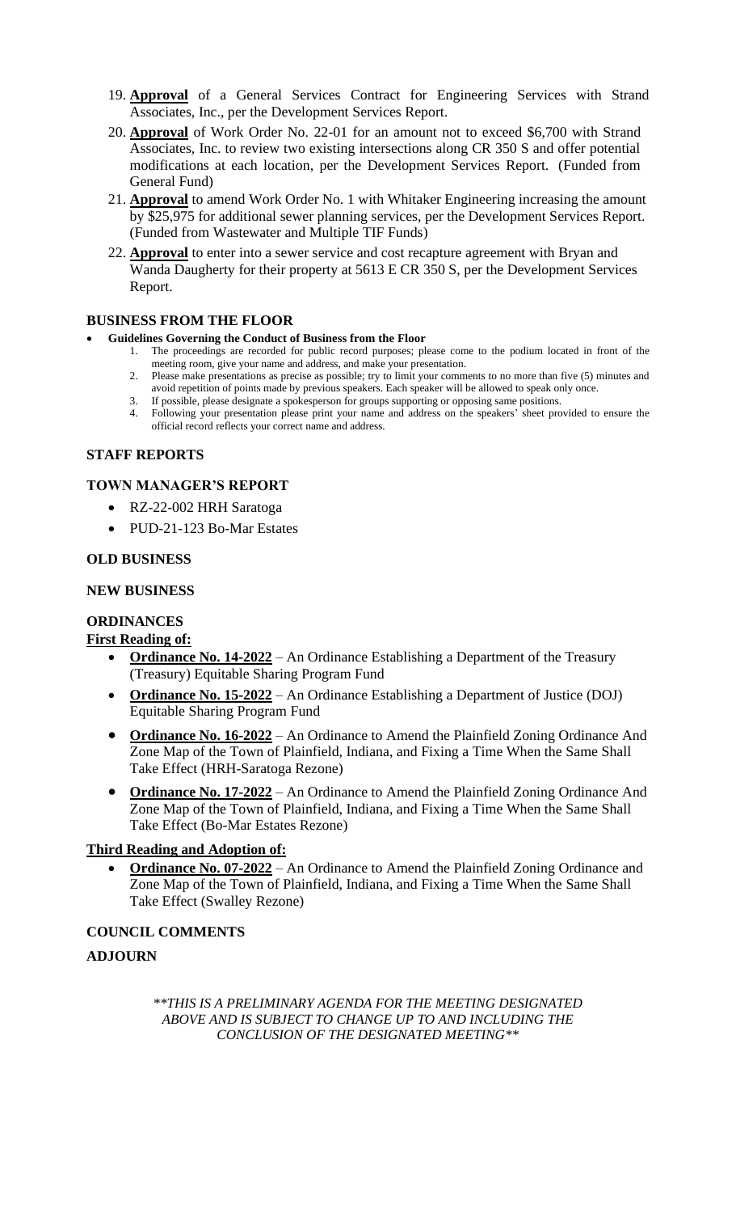19. **Approval** of a General Services Contract for Engineering Services with Strand Associates, Inc., per the Development Services Report.
20. **Approval** of Work Order No. 22-01 for an amount not to exceed $6,700 with Strand Associates, Inc. to review two existing intersections along CR 350 S and offer potential modifications at each location, per the Development Services Report. (Funded from General Fund)
21. **Approval** to amend Work Order No. 1 with Whitaker Engineering increasing the amount by $25,975 for additional sewer planning services, per the Development Services Report. (Funded from Wastewater and Multiple TIF Funds)
22. **Approval** to enter into a sewer service and cost recapture agreement with Bryan and Wanda Daugherty for their property at 5613 E CR 350 S, per the Development Services Report.

## BUSINESS FROM THE FLOOR

- **Guidelines Governing the Conduct of Business from the Floor**
    1. The proceedings are recorded for public record purposes; please come to the podium located in front of the meeting room, give your name and address, and make your presentation.
    2. Please make presentations as precise as possible; try to limit your comments to no more than five (5) minutes and avoid repetition of points made by previous speakers. Each speaker will be allowed to speak only once.
    3. If possible, please designate a spokesperson for groups supporting or opposing same positions.
    4. Following your presentation please print your name and address on the speakers' sheet provided to ensure the official record reflects your correct name and address.

## STAFF REPORTS

## TOWN MANAGER'S REPORT

- RZ-22-002 HRH Saratoga
- PUD-21-123 Bo-Mar Estates

## OLD BUSINESS

## NEW BUSINESS

## ORDINANCES

**First Reading of:**

- **Ordinance No. 14-2022** – An Ordinance Establishing a Department of the Treasury (Treasury) Equitable Sharing Program Fund
- **Ordinance No. 15-2022** – An Ordinance Establishing a Department of Justice (DOJ) Equitable Sharing Program Fund
- **Ordinance No. 16-2022** – An Ordinance to Amend the Plainfield Zoning Ordinance And Zone Map of the Town of Plainfield, Indiana, and Fixing a Time When the Same Shall Take Effect (HRH-Saratoga Rezone)
- **Ordinance No. 17-2022** – An Ordinance to Amend the Plainfield Zoning Ordinance And Zone Map of the Town of Plainfield, Indiana, and Fixing a Time When the Same Shall Take Effect (Bo-Mar Estates Rezone)

**Third Reading and Adoption of:**

- **Ordinance No. 07-2022** – An Ordinance to Amend the Plainfield Zoning Ordinance and Zone Map of the Town of Plainfield, Indiana, and Fixing a Time When the Same Shall Take Effect (Swalley Rezone)

## COUNCIL COMMENTS

## ADJOURN

*\*\*THIS IS A PRELIMINARY AGENDA FOR THE MEETING DESIGNATED ABOVE AND IS SUBJECT TO CHANGE UP TO AND INCLUDING THE CONCLUSION OF THE DESIGNATED MEETING\*\**